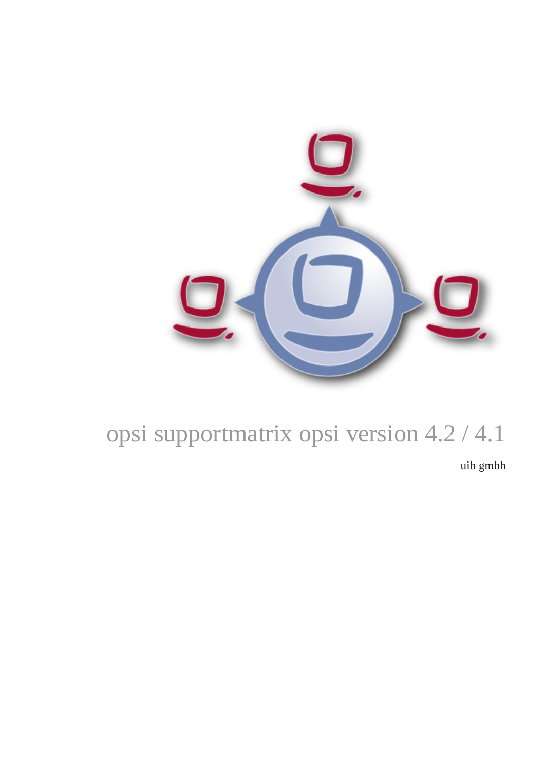# opsi supportmatrix opsi version 4.2 / 4.1

uib gmbh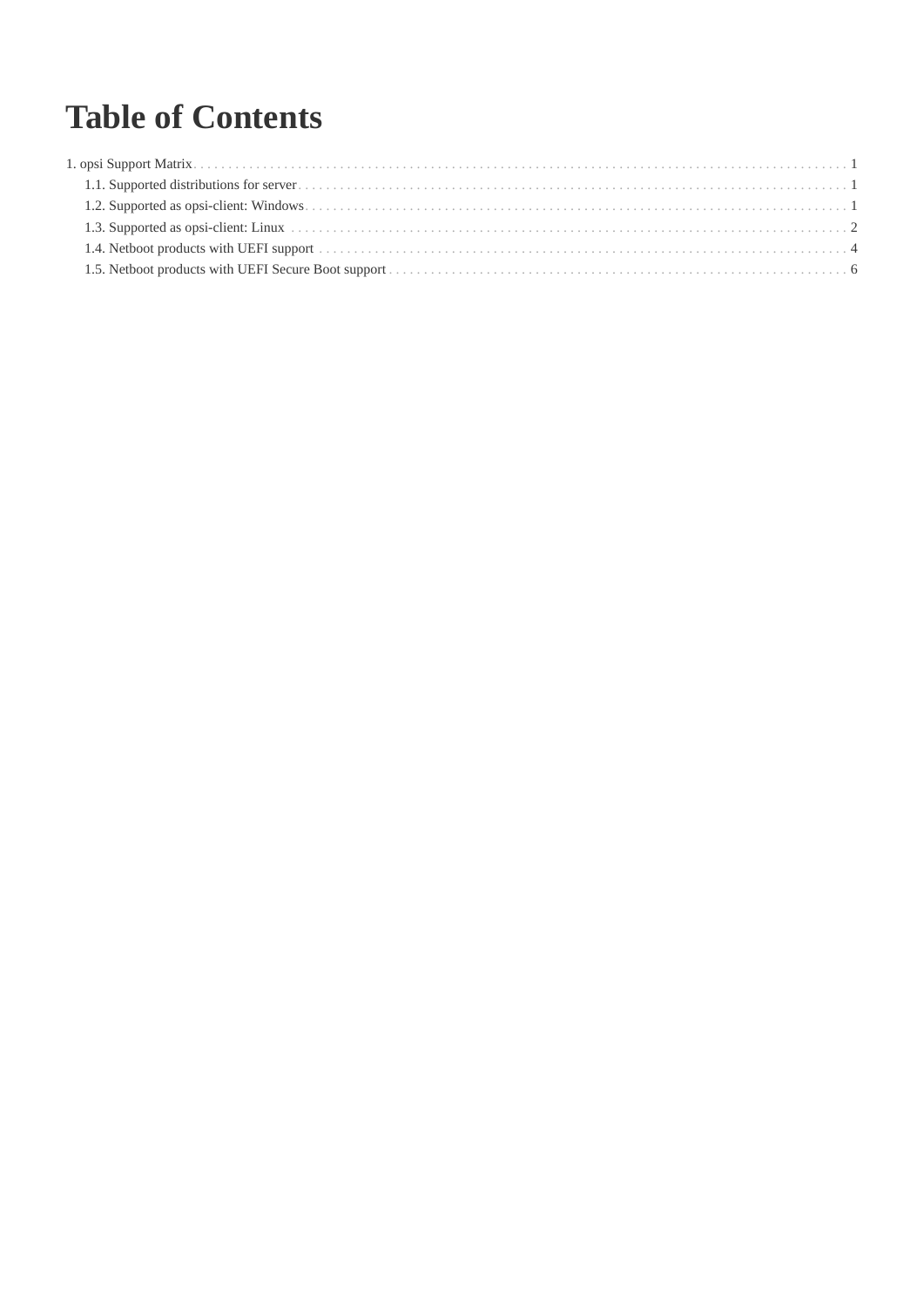# Table of Contents

1. opsi Support Matrix . . . 1
   - 1.1. Supported distributions for server . . . 1
   - 1.2. Supported as opsi-client: Windows . . . 1
   - 1.3. Supported as opsi-client: Linux . . . 2
   - 1.4. Netboot products with UEFI support . . . 4
   - 1.5. Netboot products with UEFI Secure Boot support . . . 6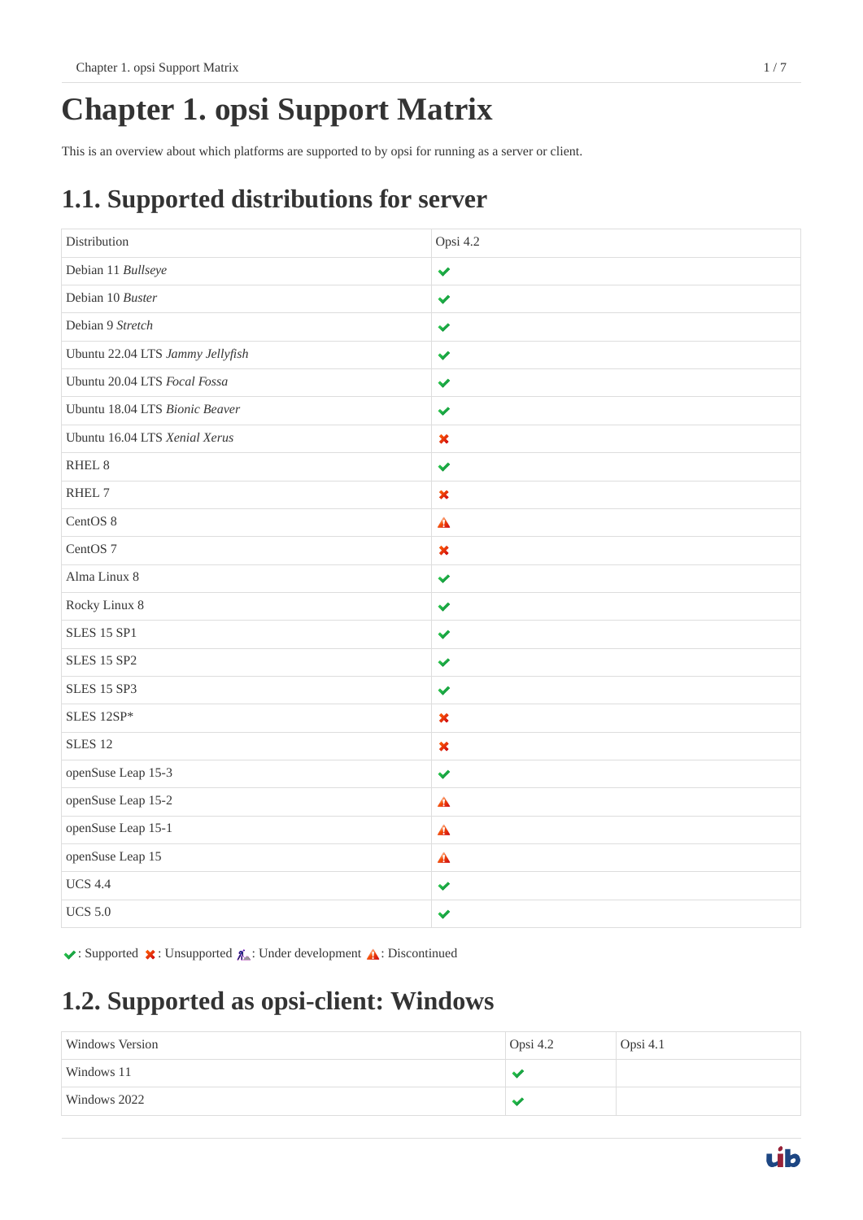# Chapter 1. opsi Support Matrix

This is an overview about which platforms are supported to by opsi for running as a server or client.

## 1.1. Supported distributions for server

| Distribution | Opsi 4.2 |
|---|---|
| Debian 11 *Bullseye* | ✔ |
| Debian 10 *Buster* | ✔ |
| Debian 9 *Stretch* | ✔ |
| Ubuntu 22.04 LTS *Jammy Jellyfish* | ✔ |
| Ubuntu 20.04 LTS *Focal Fossa* | ✔ |
| Ubuntu 18.04 LTS *Bionic Beaver* | ✔ |
| Ubuntu 16.04 LTS *Xenial Xerus* | ✖ |
| RHEL 8 | ✔ |
| RHEL 7 | ✖ |
| CentOS 8 | ⚠ |
| CentOS 7 | ✖ |
| Alma Linux 8 | ✔ |
| Rocky Linux 8 | ✔ |
| SLES 15 SP1 | ✔ |
| SLES 15 SP2 | ✔ |
| SLES 15 SP3 | ✔ |
| SLES 12SP* | ✖ |
| SLES 12 | ✖ |
| openSuse Leap 15-3 | ✔ |
| openSuse Leap 15-2 | ⚠ |
| openSuse Leap 15-1 | ⚠ |
| openSuse Leap 15 | ⚠ |
| UCS 4.4 | ✔ |
| UCS 5.0 | ✔ |

✔: Supported ✖: Unsupported 🚧: Under development ⚠: Discontinued

## 1.2. Supported as opsi-client: Windows

| Windows Version | Opsi 4.2 | Opsi 4.1 |
|---|---|---|
| Windows 11 | ✔ | |
| Windows 2022 | ✔ | |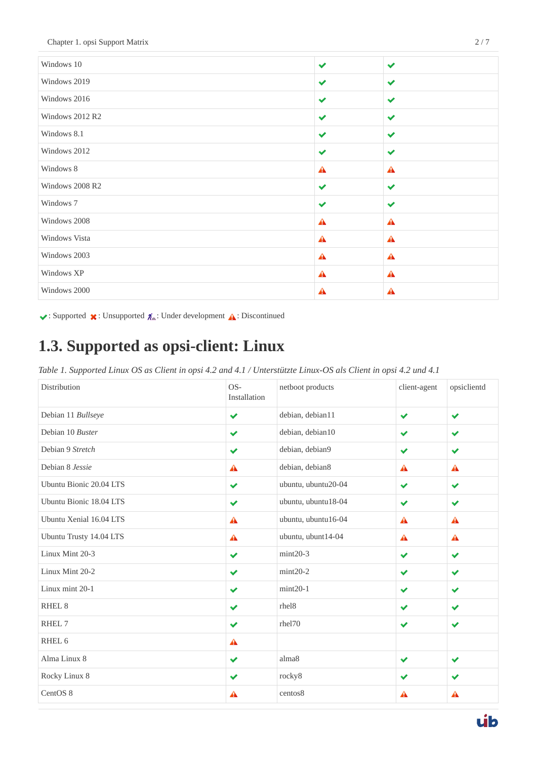| | | |
|---|---|---|
| Windows 10 | ✔ | ✔ |
| Windows 2019 | ✔ | ✔ |
| Windows 2016 | ✔ | ✔ |
| Windows 2012 R2 | ✔ | ✔ |
| Windows 8.1 | ✔ | ✔ |
| Windows 2012 | ✔ | ✔ |
| Windows 8 | ⚠ | ⚠ |
| Windows 2008 R2 | ✔ | ✔ |
| Windows 7 | ✔ | ✔ |
| Windows 2008 | ⚠ | ⚠ |
| Windows Vista | ⚠ | ⚠ |
| Windows 2003 | ⚠ | ⚠ |
| Windows XP | ⚠ | ⚠ |
| Windows 2000 | ⚠ | ⚠ |

✔: Supported ✖: Unsupported 🚧: Under development ⚠: Discontinued

## 1.3. Supported as opsi-client: Linux

*Table 1. Supported Linux OS as Client in opsi 4.2 and 4.1 / Unterstützte Linux-OS als Client in opsi 4.2 und 4.1*

| Distribution | OS-Installation | netboot products | client-agent | opsiclientd |
|---|---|---|---|---|
| Debian 11 *Bullseye* | ✔ | debian, debian11 | ✔ | ✔ |
| Debian 10 *Buster* | ✔ | debian, debian10 | ✔ | ✔ |
| Debian 9 *Stretch* | ✔ | debian, debian9 | ✔ | ✔ |
| Debian 8 *Jessie* | ⚠ | debian, debian8 | ⚠ | ⚠ |
| Ubuntu Bionic 20.04 LTS | ✔ | ubuntu, ubuntu20-04 | ✔ | ✔ |
| Ubuntu Bionic 18.04 LTS | ✔ | ubuntu, ubuntu18-04 | ✔ | ✔ |
| Ubuntu Xenial 16.04 LTS | ⚠ | ubuntu, ubuntu16-04 | ⚠ | ⚠ |
| Ubuntu Trusty 14.04 LTS | ⚠ | ubuntu, ubunt14-04 | ⚠ | ⚠ |
| Linux Mint 20-3 | ✔ | mint20-3 | ✔ | ✔ |
| Linux Mint 20-2 | ✔ | mint20-2 | ✔ | ✔ |
| Linux mint 20-1 | ✔ | mint20-1 | ✔ | ✔ |
| RHEL 8 | ✔ | rhel8 | ✔ | ✔ |
| RHEL 7 | ✔ | rhel70 | ✔ | ✔ |
| RHEL 6 | ⚠ | | | |
| Alma Linux 8 | ✔ | alma8 | ✔ | ✔ |
| Rocky Linux 8 | ✔ | rocky8 | ✔ | ✔ |
| CentOS 8 | ⚠ | centos8 | ⚠ | ⚠ |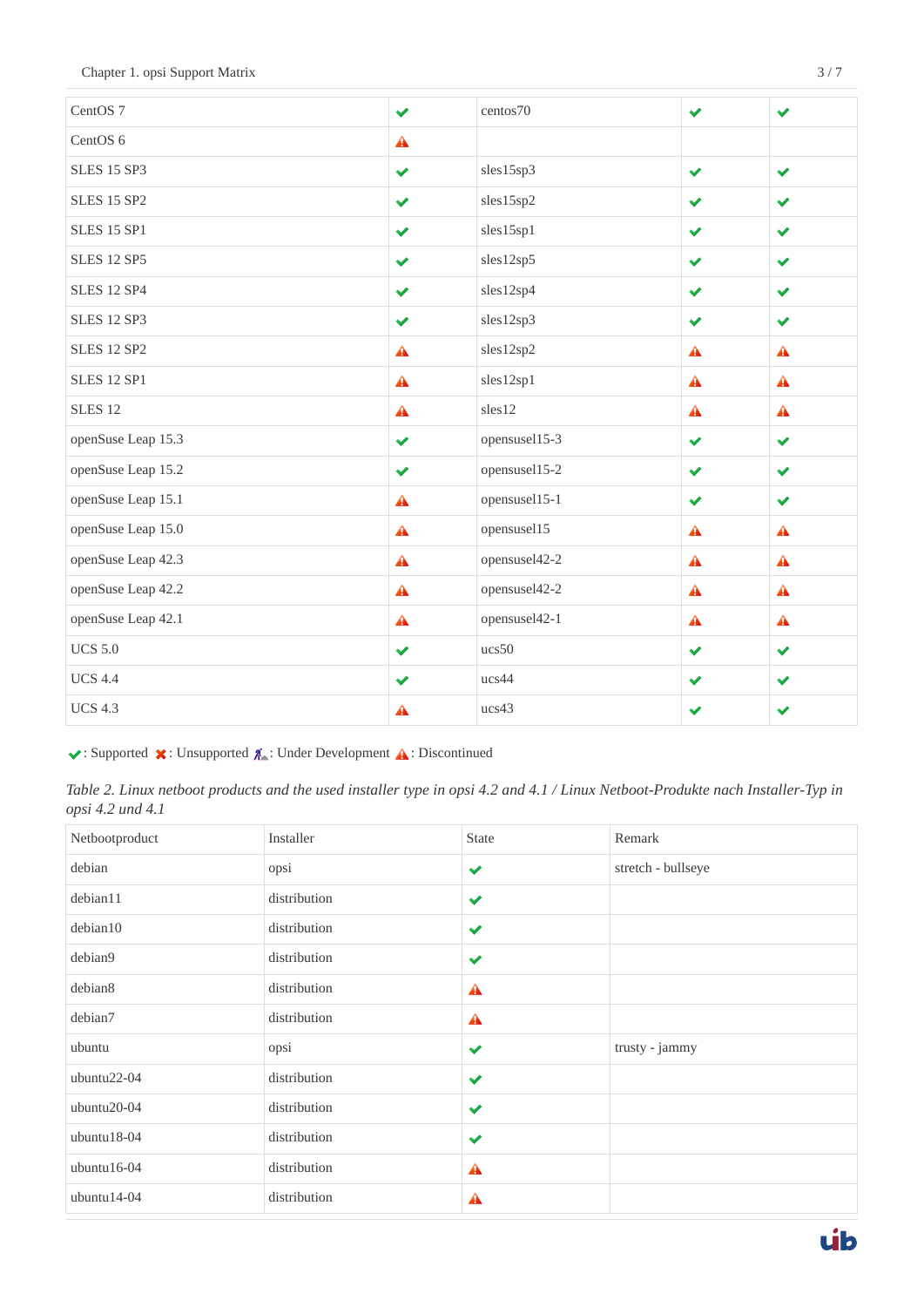| | | | | |
|---|---|---|---|---|
| CentOS 7 | ✔ | centos70 | ✔ | ✔ |
| CentOS 6 | ⚠ | | | |
| SLES 15 SP3 | ✔ | sles15sp3 | ✔ | ✔ |
| SLES 15 SP2 | ✔ | sles15sp2 | ✔ | ✔ |
| SLES 15 SP1 | ✔ | sles15sp1 | ✔ | ✔ |
| SLES 12 SP5 | ✔ | sles12sp5 | ✔ | ✔ |
| SLES 12 SP4 | ✔ | sles12sp4 | ✔ | ✔ |
| SLES 12 SP3 | ✔ | sles12sp3 | ✔ | ✔ |
| SLES 12 SP2 | ⚠ | sles12sp2 | ⚠ | ⚠ |
| SLES 12 SP1 | ⚠ | sles12sp1 | ⚠ | ⚠ |
| SLES 12 | ⚠ | sles12 | ⚠ | ⚠ |
| openSuse Leap 15.3 | ✔ | opensusel15-3 | ✔ | ✔ |
| openSuse Leap 15.2 | ✔ | opensusel15-2 | ✔ | ✔ |
| openSuse Leap 15.1 | ⚠ | opensusel15-1 | ✔ | ✔ |
| openSuse Leap 15.0 | ⚠ | opensusel15 | ⚠ | ⚠ |
| openSuse Leap 42.3 | ⚠ | opensusel42-2 | ⚠ | ⚠ |
| openSuse Leap 42.2 | ⚠ | opensusel42-2 | ⚠ | ⚠ |
| openSuse Leap 42.1 | ⚠ | opensusel42-1 | ⚠ | ⚠ |
| UCS 5.0 | ✔ | ucs50 | ✔ | ✔ |
| UCS 4.4 | ✔ | ucs44 | ✔ | ✔ |
| UCS 4.3 | ⚠ | ucs43 | ✔ | ✔ |

✔: Supported ✖: Unsupported 🚧: Under Development ⚠: Discontinued

*Table 2. Linux netboot products and the used installer type in opsi 4.2 and 4.1 / Linux Netboot-Produkte nach Installer-Typ in opsi 4.2 und 4.1*

| Netbootproduct | Installer | State | Remark |
|---|---|---|---|
| debian | opsi | ✔ | stretch - bullseye |
| debian11 | distribution | ✔ | |
| debian10 | distribution | ✔ | |
| debian9 | distribution | ✔ | |
| debian8 | distribution | ⚠ | |
| debian7 | distribution | ⚠ | |
| ubuntu | opsi | ✔ | trusty - jammy |
| ubuntu22-04 | distribution | ✔ | |
| ubuntu20-04 | distribution | ✔ | |
| ubuntu18-04 | distribution | ✔ | |
| ubuntu16-04 | distribution | ⚠ | |
| ubuntu14-04 | distribution | ⚠ | |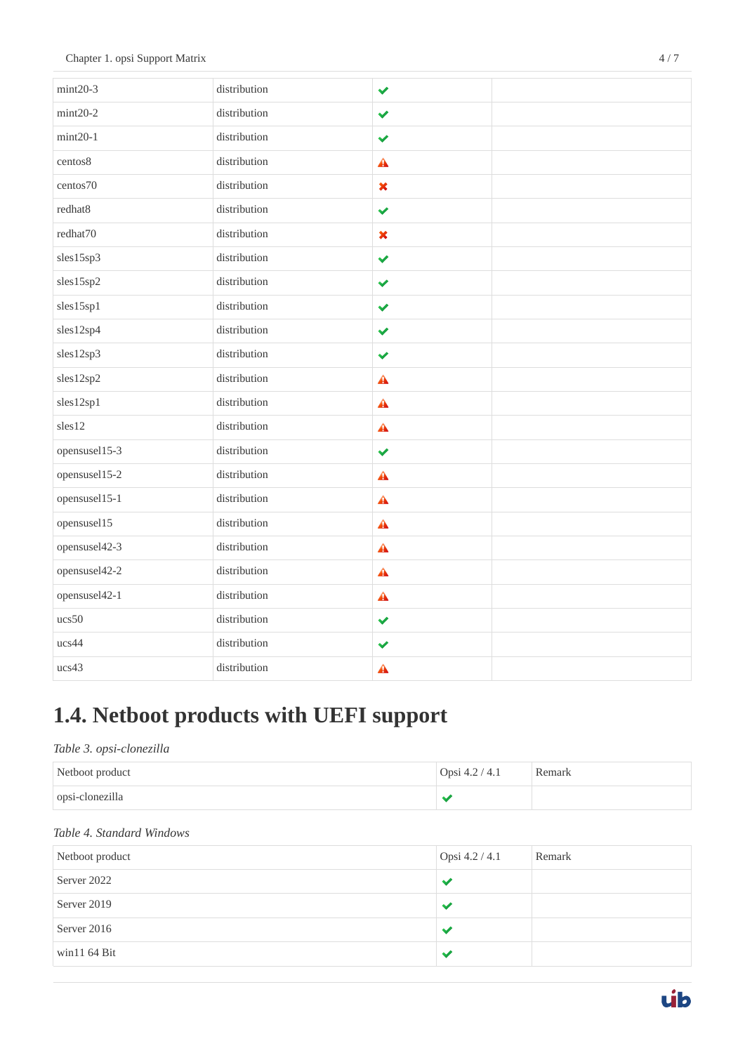| | | | |
|---|---|---|---|
| mint20-3 | distribution | ✔ | |
| mint20-2 | distribution | ✔ | |
| mint20-1 | distribution | ✔ | |
| centos8 | distribution | ⚠ | |
| centos70 | distribution | ✖ | |
| redhat8 | distribution | ✔ | |
| redhat70 | distribution | ✖ | |
| sles15sp3 | distribution | ✔ | |
| sles15sp2 | distribution | ✔ | |
| sles15sp1 | distribution | ✔ | |
| sles12sp4 | distribution | ✔ | |
| sles12sp3 | distribution | ✔ | |
| sles12sp2 | distribution | ⚠ | |
| sles12sp1 | distribution | ⚠ | |
| sles12 | distribution | ⚠ | |
| opensusel15-3 | distribution | ✔ | |
| opensusel15-2 | distribution | ⚠ | |
| opensusel15-1 | distribution | ⚠ | |
| opensusel15 | distribution | ⚠ | |
| opensusel42-3 | distribution | ⚠ | |
| opensusel42-2 | distribution | ⚠ | |
| opensusel42-1 | distribution | ⚠ | |
| ucs50 | distribution | ✔ | |
| ucs44 | distribution | ✔ | |
| ucs43 | distribution | ⚠ | |

## 1.4. Netboot products with UEFI support

*Table 3. opsi-clonezilla*

| Netboot product | Opsi 4.2 / 4.1 | Remark |
|---|---|---|
| opsi-clonezilla | ✔ | |

*Table 4. Standard Windows*

| Netboot product | Opsi 4.2 / 4.1 | Remark |
|---|---|---|
| Server 2022 | ✔ | |
| Server 2019 | ✔ | |
| Server 2016 | ✔ | |
| win11 64 Bit | ✔ | |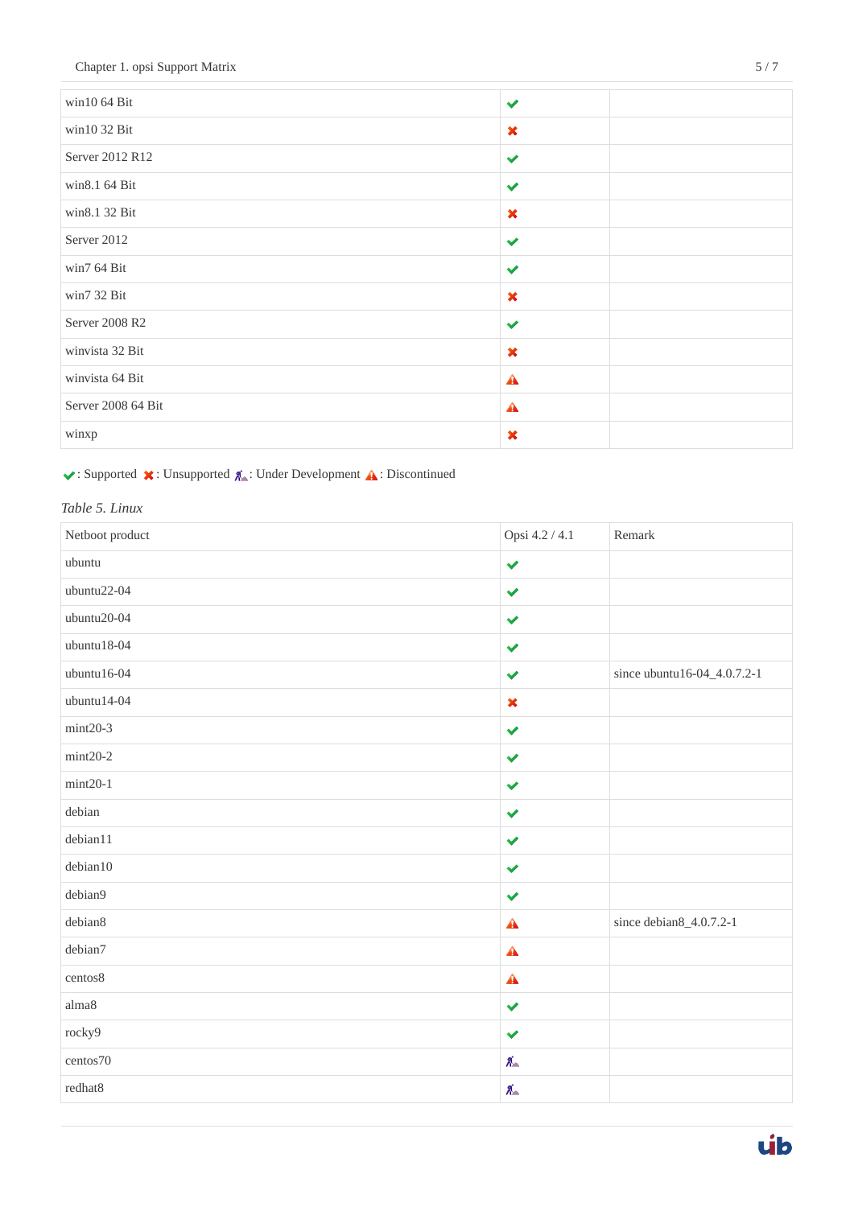| | | |
|---|---|---|
| win10 64 Bit | ✔ | |
| win10 32 Bit | ✖ | |
| Server 2012 R12 | ✔ | |
| win8.1 64 Bit | ✔ | |
| win8.1 32 Bit | ✖ | |
| Server 2012 | ✔ | |
| win7 64 Bit | ✔ | |
| win7 32 Bit | ✖ | |
| Server 2008 R2 | ✔ | |
| winvista 32 Bit | ✖ | |
| winvista 64 Bit | ⚠ | |
| Server 2008 64 Bit | ⚠ | |
| winxp | ✖ | |

✔: Supported ✖: Unsupported 🚧: Under Development ⚠: Discontinued

*Table 5. Linux*

| Netboot product | Opsi 4.2 / 4.1 | Remark |
|---|---|---|
| ubuntu | ✔ | |
| ubuntu22-04 | ✔ | |
| ubuntu20-04 | ✔ | |
| ubuntu18-04 | ✔ | |
| ubuntu16-04 | ✔ | since ubuntu16-04_4.0.7.2-1 |
| ubuntu14-04 | ✖ | |
| mint20-3 | ✔ | |
| mint20-2 | ✔ | |
| mint20-1 | ✔ | |
| debian | ✔ | |
| debian11 | ✔ | |
| debian10 | ✔ | |
| debian9 | ✔ | |
| debian8 | ⚠ | since debian8_4.0.7.2-1 |
| debian7 | ⚠ | |
| centos8 | ⚠ | |
| alma8 | ✔ | |
| rocky9 | ✔ | |
| centos70 | 🚧 | |
| redhat8 | 🚧 | |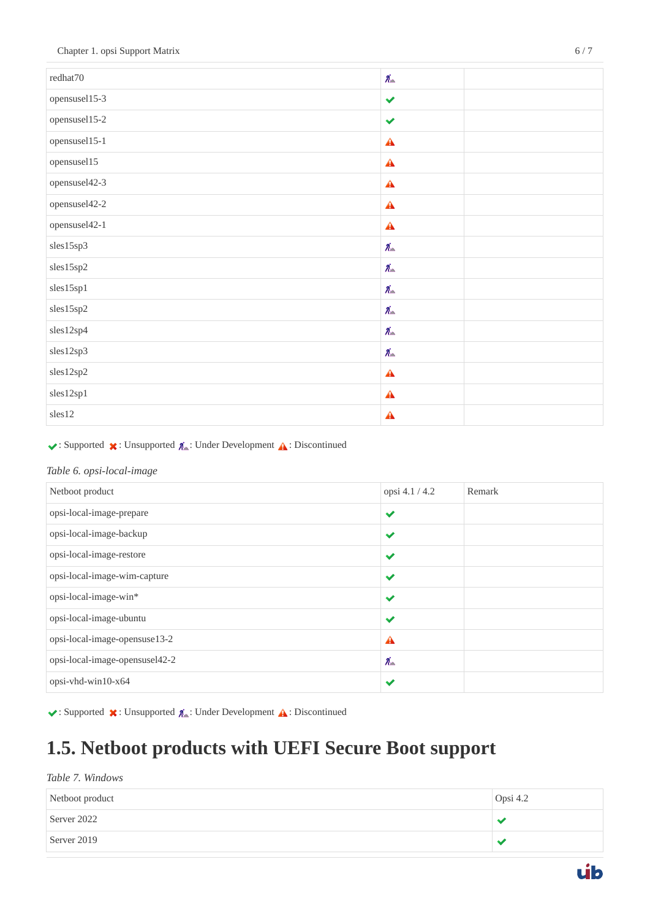| | | |
|---|---|---|
| redhat70 | 🚧 | |
| opensusel15-3 | ✔ | |
| opensusel15-2 | ✔ | |
| opensusel15-1 | ⚠ | |
| opensusel15 | ⚠ | |
| opensusel42-3 | ⚠ | |
| opensusel42-2 | ⚠ | |
| opensusel42-1 | ⚠ | |
| sles15sp3 | 🚧 | |
| sles15sp2 | 🚧 | |
| sles15sp1 | 🚧 | |
| sles15sp2 | 🚧 | |
| sles12sp4 | 🚧 | |
| sles12sp3 | 🚧 | |
| sles12sp2 | ⚠ | |
| sles12sp1 | ⚠ | |
| sles12 | ⚠ | |

✔: Supported ✖: Unsupported 🚧: Under Development ⚠: Discontinued

*Table 6. opsi-local-image*

| Netboot product | opsi 4.1 / 4.2 | Remark |
|---|---|---|
| opsi-local-image-prepare | ✔ | |
| opsi-local-image-backup | ✔ | |
| opsi-local-image-restore | ✔ | |
| opsi-local-image-wim-capture | ✔ | |
| opsi-local-image-win* | ✔ | |
| opsi-local-image-ubuntu | ✔ | |
| opsi-local-image-opensuse13-2 | ⚠ | |
| opsi-local-image-opensusel42-2 | 🚧 | |
| opsi-vhd-win10-x64 | ✔ | |

✔: Supported ✖: Unsupported 🚧: Under Development ⚠: Discontinued

## 1.5. Netboot products with UEFI Secure Boot support

*Table 7. Windows*

| Netboot product | Opsi 4.2 |
|---|---|
| Server 2022 | ✔ |
| Server 2019 | ✔ |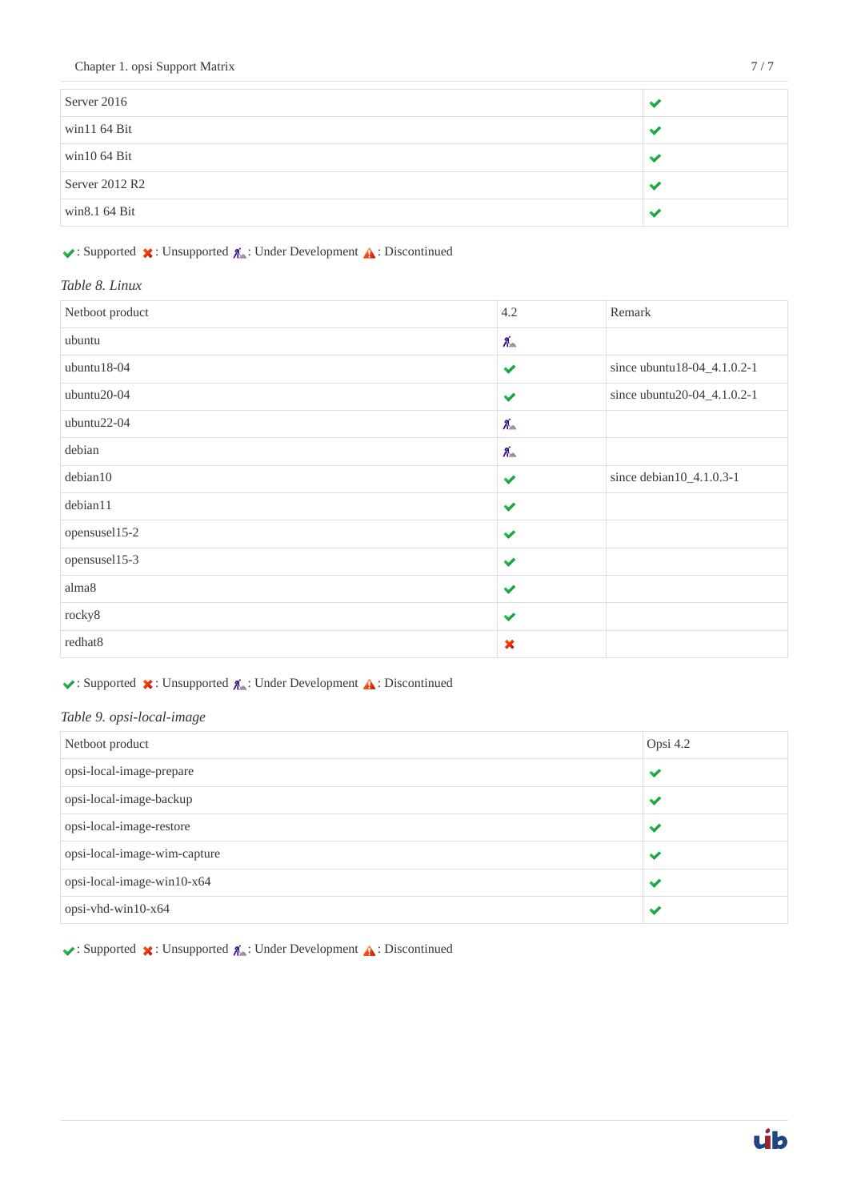| | |
|---|---|
| Server 2016 | ✔ |
| win11 64 Bit | ✔ |
| win10 64 Bit | ✔ |
| Server 2012 R2 | ✔ |
| win8.1 64 Bit | ✔ |

✔: Supported ✖: Unsupported 🚧: Under Development ⚠: Discontinued

*Table 8. Linux*

| Netboot product | 4.2 | Remark |
|---|---|---|
| ubuntu | 🚧 | |
| ubuntu18-04 | ✔ | since ubuntu18-04_4.1.0.2-1 |
| ubuntu20-04 | ✔ | since ubuntu20-04_4.1.0.2-1 |
| ubuntu22-04 | 🚧 | |
| debian | 🚧 | |
| debian10 | ✔ | since debian10_4.1.0.3-1 |
| debian11 | ✔ | |
| opensusel15-2 | ✔ | |
| opensusel15-3 | ✔ | |
| alma8 | ✔ | |
| rocky8 | ✔ | |
| redhat8 | ✖ | |

✔: Supported ✖: Unsupported 🚧: Under Development ⚠: Discontinued

*Table 9. opsi-local-image*

| Netboot product | Opsi 4.2 |
|---|---|
| opsi-local-image-prepare | ✔ |
| opsi-local-image-backup | ✔ |
| opsi-local-image-restore | ✔ |
| opsi-local-image-wim-capture | ✔ |
| opsi-local-image-win10-x64 | ✔ |
| opsi-vhd-win10-x64 | ✔ |

✔: Supported ✖: Unsupported 🚧: Under Development ⚠: Discontinued